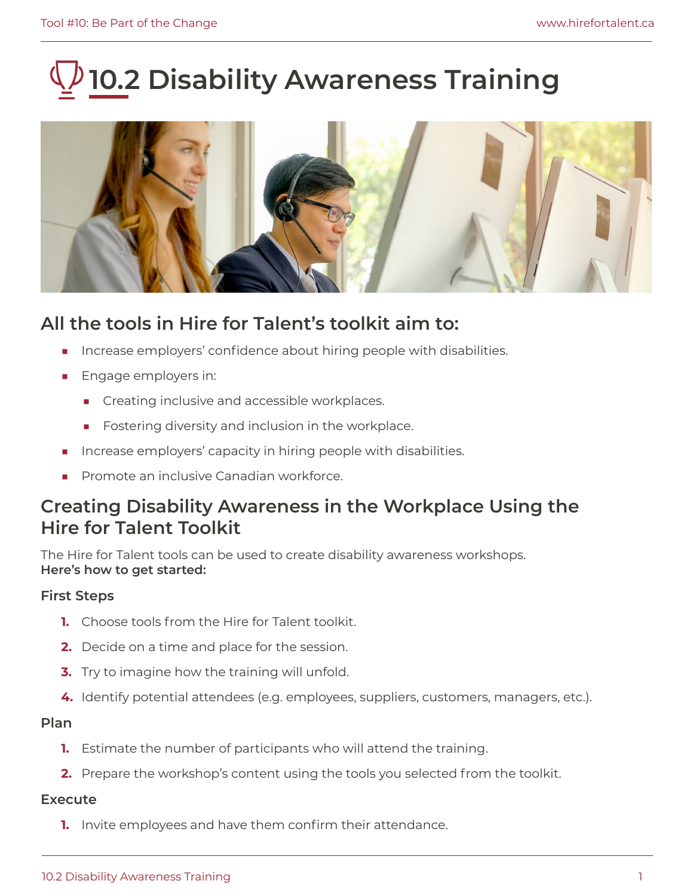# 10.2 Disability Awareness Training

## All the tools in Hire for Talent's toolkit aim to:

- Increase employers' confidence about hiring people with disabilities.
- Engage employers in:
  - Creating inclusive and accessible workplaces.
  - Fostering diversity and inclusion in the workplace.
- Increase employers' capacity in hiring people with disabilities.
- Promote an inclusive Canadian workforce.

## Creating Disability Awareness in the Workplace Using the Hire for Talent Toolkit

The Hire for Talent tools can be used to create disability awareness workshops.
**Here's how to get started:**

### First Steps

1. Choose tools from the Hire for Talent toolkit.
2. Decide on a time and place for the session.
3. Try to imagine how the training will unfold.
4. Identify potential attendees (e.g. employees, suppliers, customers, managers, etc.).

### Plan

1. Estimate the number of participants who will attend the training.
2. Prepare the workshop's content using the tools you selected from the toolkit.

### Execute

1. Invite employees and have them confirm their attendance.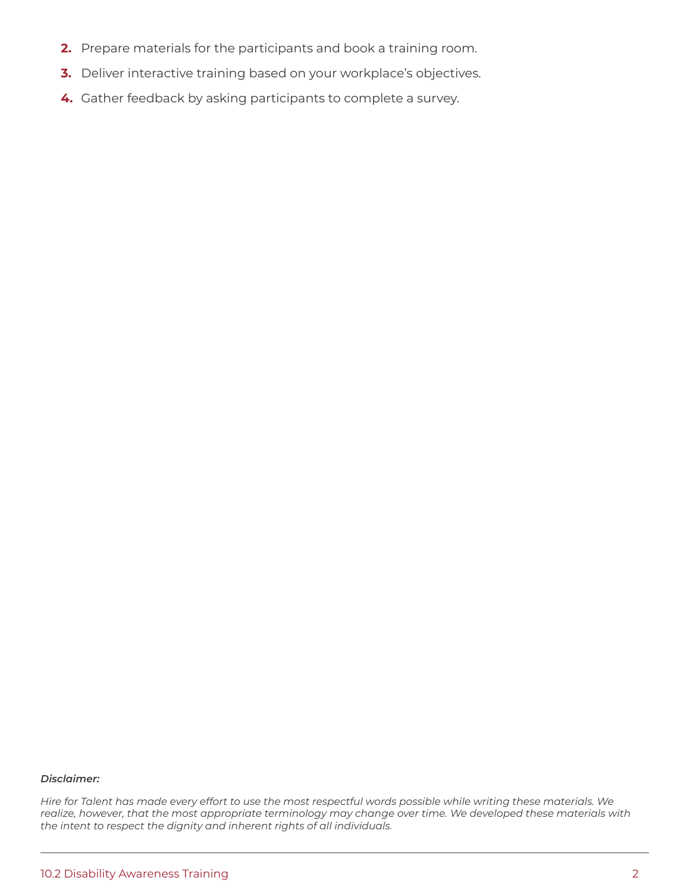2. Prepare materials for the participants and book a training room.
3. Deliver interactive training based on your workplace's objectives.
4. Gather feedback by asking participants to complete a survey.

***Disclaimer:***

*Hire for Talent has made every effort to use the most respectful words possible while writing these materials. We realize, however, that the most appropriate terminology may change over time. We developed these materials with the intent to respect the dignity and inherent rights of all individuals.*